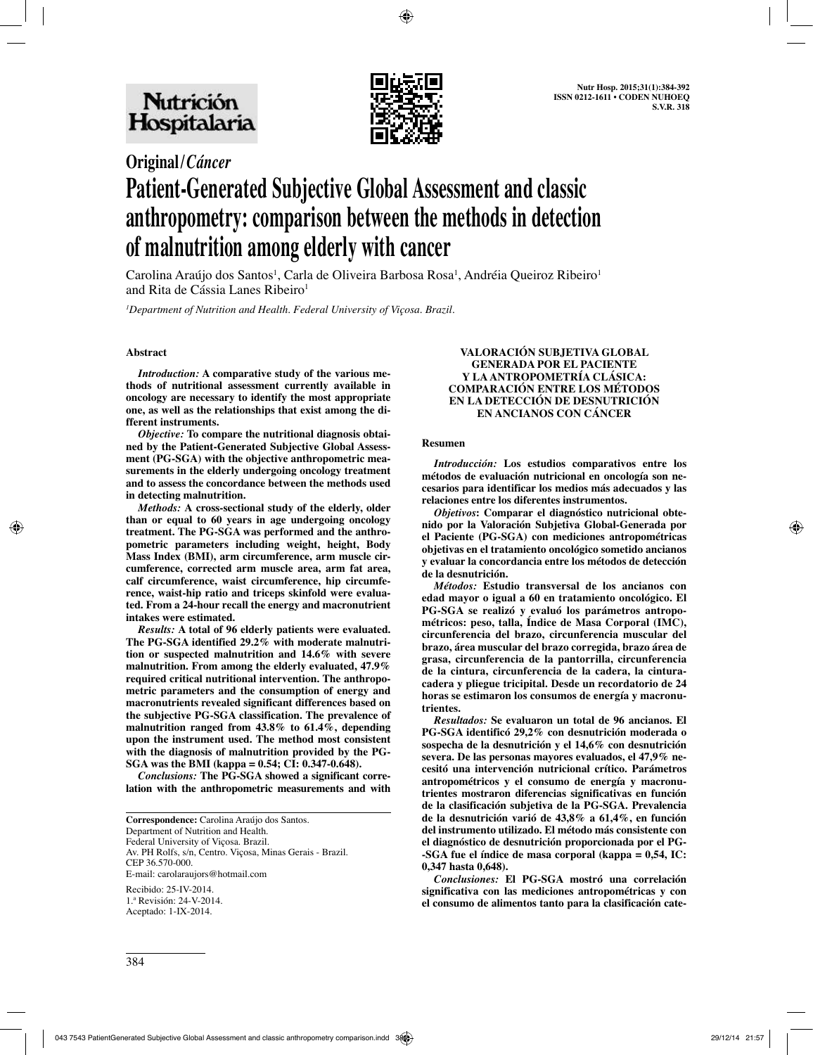Original/*Cáncer*

# Patient-Generated Subjective Global Assessment and classic anthropometry: comparison between the methods in detection of malnutrition among elderly with cancer

Carolina Araújo dos Santos[1], Carla de Oliveira Barbosa Rosa[1], Andréia Queiroz Ribeiro[1] and Rita de Cássia Lanes Ribeiro[1]

*[1]Department of Nutrition and Health. Federal University of Viçosa. Brazil.*

## Abstract

***Introduction:*** **A comparative study of the various methods of nutritional assessment currently available in oncology are necessary to identify the most appropriate one, as well as the relationships that exist among the different instruments.**

***Objective:*** **To compare the nutritional diagnosis obtained by the Patient-Generated Subjective Global Assessment (PG-SGA) with the objective anthropometric measurements in the elderly undergoing oncology treatment and to assess the concordance between the methods used in detecting malnutrition.**

***Methods:*** **A cross-sectional study of the elderly, older than or equal to 60 years in age undergoing oncology treatment. The PG-SGA was performed and the anthropometric parameters including weight, height, Body Mass Index (BMI), arm circumference, arm muscle circumference, corrected arm muscle area, arm fat area, calf circumference, waist circumference, hip circumference, waist-hip ratio and triceps skinfold were evaluated. From a 24-hour recall the energy and macronutrient intakes were estimated.**

***Results:*** **A total of 96 elderly patients were evaluated. The PG-SGA identified 29.2% with moderate malnutrition or suspected malnutrition and 14.6% with severe malnutrition. From among the elderly evaluated, 47.9% required critical nutritional intervention. The anthropometric parameters and the consumption of energy and macronutrients revealed significant differences based on the subjective PG-SGA classification. The prevalence of malnutrition ranged from 43.8% to 61.4%, depending upon the instrument used. The method most consistent with the diagnosis of malnutrition provided by the PG-SGA was the BMI (kappa = 0.54; CI: 0.347-0.648).**

***Conclusions:*** **The PG-SGA showed a significant correlation with the anthropometric measurements and with**

**Correspondence:** Carolina Araújo dos Santos.
Department of Nutrition and Health.
Federal University of Viçosa. Brazil.
Av. PH Rolfs, s/n, Centro. Viçosa, Minas Gerais - Brazil.
CEP 36.570-000.
E-mail: carolaraujors@hotmail.com

Recibido: 25-IV-2014.
1.ª Revisión: 24-V-2014.
Aceptado: 1-IX-2014.

### VALORACIÓN SUBJETIVA GLOBAL GENERADA POR EL PACIENTE Y LA ANTROPOMETRÍA CLÁSICA: COMPARACIÓN ENTRE LOS MÉTODOS EN LA DETECCIÓN DE DESNUTRICIÓN EN ANCIANOS CON CÁNCER

## Resumen

***Introducción:*** **Los estudios comparativos entre los métodos de evaluación nutricional en oncología son necesarios para identificar los medios más adecuados y las relaciones entre los diferentes instrumentos.**

***Objetivos*****: Comparar el diagnóstico nutricional obtenido por la Valoración Subjetiva Global-Generada por el Paciente (PG-SGA) con mediciones antropométricas objetivas en el tratamiento oncológico sometido ancianos y evaluar la concordancia entre los métodos de detección de la desnutrición.**

***Métodos:*** **Estudio transversal de los ancianos con edad mayor o igual a 60 en tratamiento oncológico. El PG-SGA se realizó y evaluó los parámetros antropométricos: peso, talla, Índice de Masa Corporal (IMC), circunferencia del brazo, circunferencia muscular del brazo, área muscular del brazo corregida, brazo área de grasa, circunferencia de la pantorrilla, circunferencia de la cintura, circunferencia de la cadera, la cintura-cadera y pliegue tricipital. Desde un recordatorio de 24 horas se estimaron los consumos de energía y macronutrientes.**

***Resultados:*** **Se evaluaron un total de 96 ancianos. El PG-SGA identificó 29,2% con desnutrición moderada o sospecha de la desnutrición y el 14,6% con desnutrición severa. De las personas mayores evaluados, el 47,9% necesitó una intervención nutricional crítico. Parámetros antropométricos y el consumo de energía y macronutrientes mostraron diferencias significativas en función de la clasificación subjetiva de la PG-SGA. Prevalencia de la desnutrición varió de 43,8% a 61,4%, en función del instrumento utilizado. El método más consistente con el diagnóstico de desnutrición proporcionada por el PG-SGA fue el índice de masa corporal (kappa = 0,54, IC: 0,347 hasta 0,648).**

***Conclusiones:*** **El PG-SGA mostró una correlación significativa con las mediciones antropométricas y con el consumo de alimentos tanto para la clasificación cate-**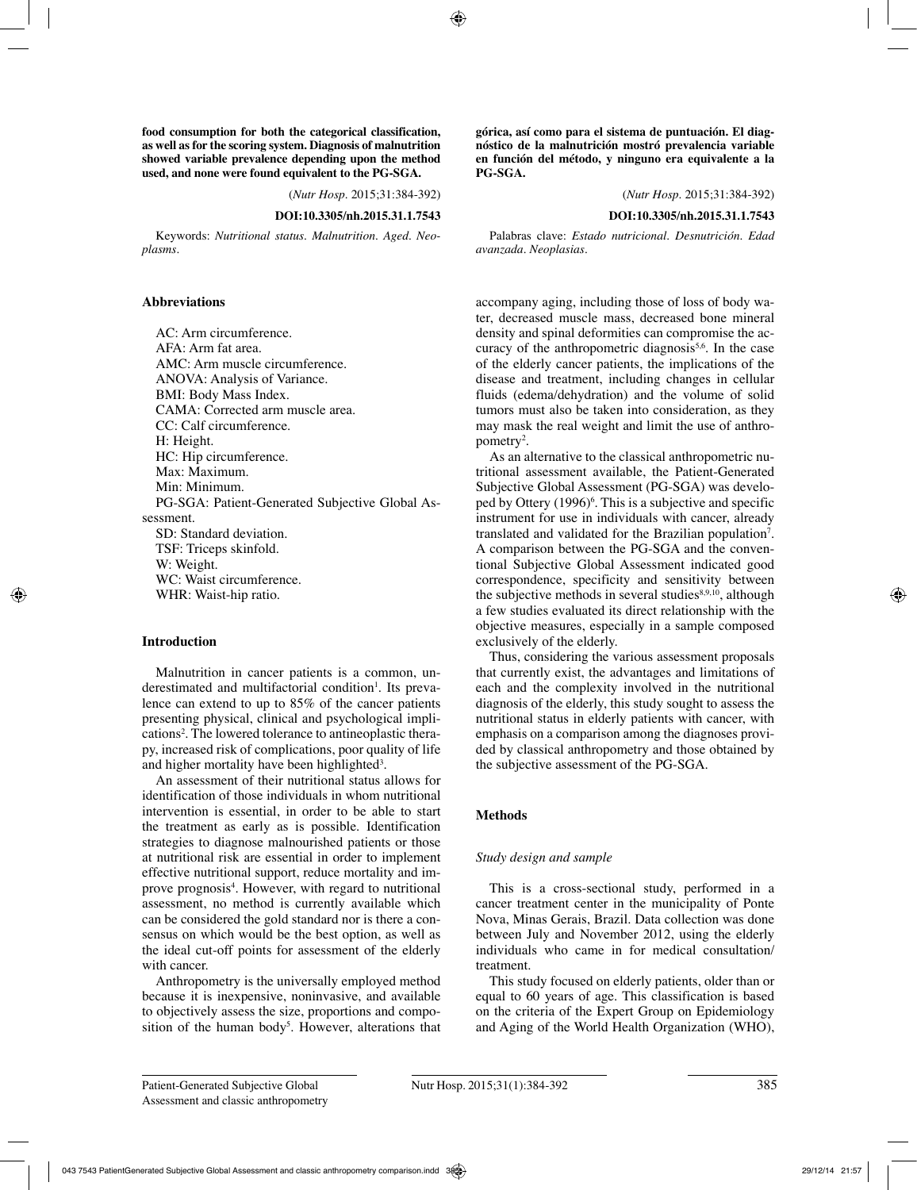**food consumption for both the categorical classification, as well as for the scoring system. Diagnosis of malnutrition showed variable prevalence depending upon the method used, and none were found equivalent to the PG-SGA.**

(*Nutr Hosp.* 2015;31:384-392)

**DOI:10.3305/nh.2015.31.1.7543**

Keywords: *Nutritional status. Malnutrition. Aged. Neoplasms.*

**górica, así como para el sistema de puntuación. El diagnóstico de la malnutrición mostró prevalencia variable en función del método, y ninguno era equivalente a la PG-SGA.**

(*Nutr Hosp.* 2015;31:384-392)

**DOI:10.3305/nh.2015.31.1.7543**

Palabras clave: *Estado nutricional. Desnutrición. Edad avanzada. Neoplasias.*

## Abbreviations

AC: Arm circumference.
AFA: Arm fat area.
AMC: Arm muscle circumference.
ANOVA: Analysis of Variance.
BMI: Body Mass Index.
CAMA: Corrected arm muscle area.
CC: Calf circumference.
H: Height.
HC: Hip circumference.
Max: Maximum.
Min: Minimum.
PG-SGA: Patient-Generated Subjective Global Assessment.
SD: Standard deviation.
TSF: Triceps skinfold.
W: Weight.
WC: Waist circumference.
WHR: Waist-hip ratio.

## Introduction

Malnutrition in cancer patients is a common, underestimated and multifactorial condition[1]. Its prevalence can extend to up to 85% of the cancer patients presenting physical, clinical and psychological implications[2]. The lowered tolerance to antineoplastic therapy, increased risk of complications, poor quality of life and higher mortality have been highlighted[3].

An assessment of their nutritional status allows for identification of those individuals in whom nutritional intervention is essential, in order to be able to start the treatment as early as is possible. Identification strategies to diagnose malnourished patients or those at nutritional risk are essential in order to implement effective nutritional support, reduce mortality and improve prognosis[4]. However, with regard to nutritional assessment, no method is currently available which can be considered the gold standard nor is there a consensus on which would be the best option, as well as the ideal cut-off points for assessment of the elderly with cancer.

Anthropometry is the universally employed method because it is inexpensive, noninvasive, and available to objectively assess the size, proportions and composition of the human body[5]. However, alterations that accompany aging, including those of loss of body water, decreased muscle mass, decreased bone mineral density and spinal deformities can compromise the accuracy of the anthropometric diagnosis[5,6]. In the case of the elderly cancer patients, the implications of the disease and treatment, including changes in cellular fluids (edema/dehydration) and the volume of solid tumors must also be taken into consideration, as they may mask the real weight and limit the use of anthropometry[2].

As an alternative to the classical anthropometric nutritional assessment available, the Patient-Generated Subjective Global Assessment (PG-SGA) was developed by Ottery (1996)[6]. This is a subjective and specific instrument for use in individuals with cancer, already translated and validated for the Brazilian population[7]. A comparison between the PG-SGA and the conventional Subjective Global Assessment indicated good correspondence, specificity and sensitivity between the subjective methods in several studies[8,9,10], although a few studies evaluated its direct relationship with the objective measures, especially in a sample composed exclusively of the elderly.

Thus, considering the various assessment proposals that currently exist, the advantages and limitations of each and the complexity involved in the nutritional diagnosis of the elderly, this study sought to assess the nutritional status in elderly patients with cancer, with emphasis on a comparison among the diagnoses provided by classical anthropometry and those obtained by the subjective assessment of the PG-SGA.

## Methods

### *Study design and sample*

This is a cross-sectional study, performed in a cancer treatment center in the municipality of Ponte Nova, Minas Gerais, Brazil. Data collection was done between July and November 2012, using the elderly individuals who came in for medical consultation/treatment.

This study focused on elderly patients, older than or equal to 60 years of age. This classification is based on the criteria of the Expert Group on Epidemiology and Aging of the World Health Organization (WHO),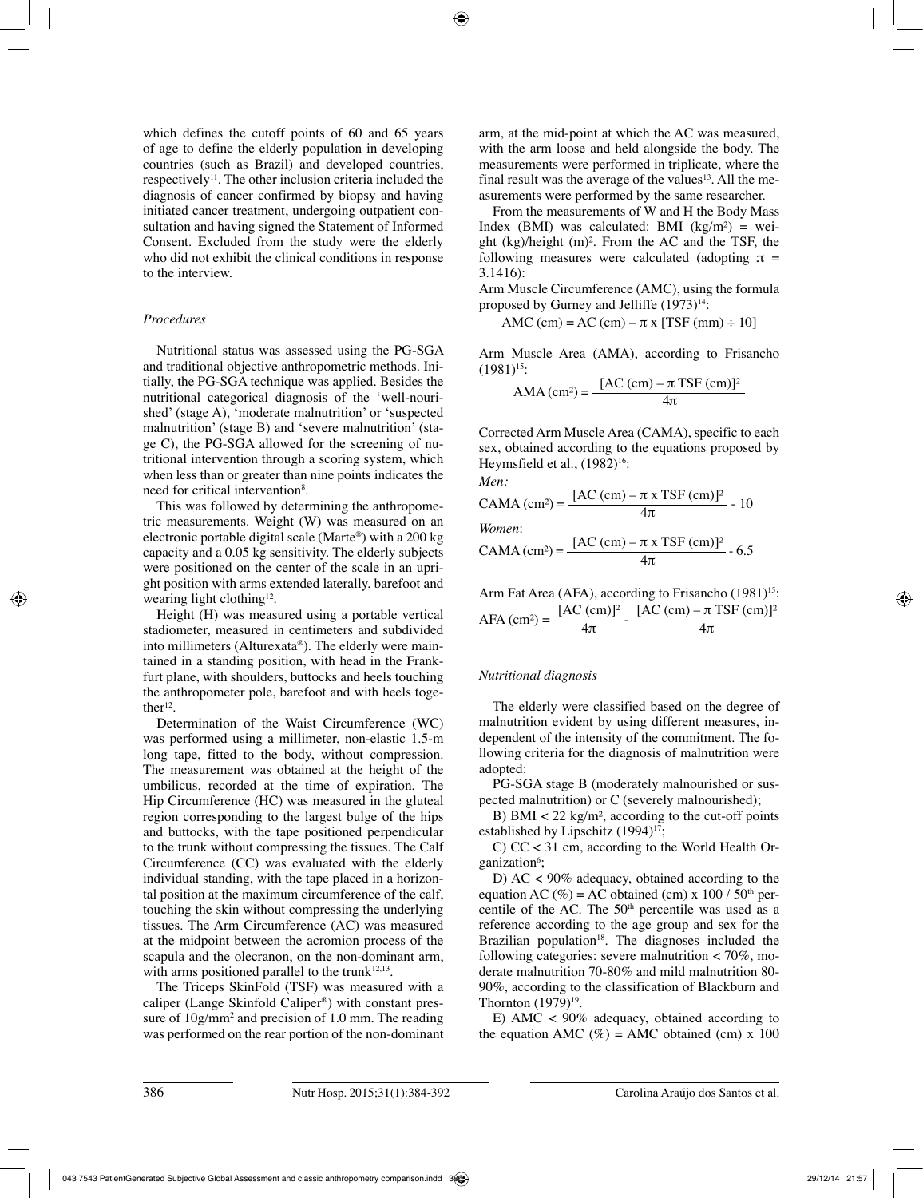which defines the cutoff points of 60 and 65 years of age to define the elderly population in developing countries (such as Brazil) and developed countries, respectively[11]. The other inclusion criteria included the diagnosis of cancer confirmed by biopsy and having initiated cancer treatment, undergoing outpatient consultation and having signed the Statement of Informed Consent. Excluded from the study were the elderly who did not exhibit the clinical conditions in response to the interview.

### *Procedures*

Nutritional status was assessed using the PG-SGA and traditional objective anthropometric methods. Initially, the PG-SGA technique was applied. Besides the nutritional categorical diagnosis of the 'well-nourished' (stage A), 'moderate malnutrition' or 'suspected malnutrition' (stage B) and 'severe malnutrition' (stage C), the PG-SGA allowed for the screening of nutritional intervention through a scoring system, which when less than or greater than nine points indicates the need for critical intervention[8].

This was followed by determining the anthropometric measurements. Weight (W) was measured on an electronic portable digital scale (Marte®) with a 200 kg capacity and a 0.05 kg sensitivity. The elderly subjects were positioned on the center of the scale in an upright position with arms extended laterally, barefoot and wearing light clothing[12].

Height (H) was measured using a portable vertical stadiometer, measured in centimeters and subdivided into millimeters (Alturexata®). The elderly were maintained in a standing position, with head in the Frankfurt plane, with shoulders, buttocks and heels touching the anthropometer pole, barefoot and with heels together[12].

Determination of the Waist Circumference (WC) was performed using a millimeter, non-elastic 1.5-m long tape, fitted to the body, without compression. The measurement was obtained at the height of the umbilicus, recorded at the time of expiration. The Hip Circumference (HC) was measured in the gluteal region corresponding to the largest bulge of the hips and buttocks, with the tape positioned perpendicular to the trunk without compressing the tissues. The Calf Circumference (CC) was evaluated with the elderly individual standing, with the tape placed in a horizontal position at the maximum circumference of the calf, touching the skin without compressing the underlying tissues. The Arm Circumference (AC) was measured at the midpoint between the acromion process of the scapula and the olecranon, on the non-dominant arm, with arms positioned parallel to the trunk[12,13].

The Triceps SkinFold (TSF) was measured with a caliper (Lange Skinfold Caliper®) with constant pressure of $10g/mm^2$ and precision of 1.0 mm. The reading was performed on the rear portion of the non-dominant arm, at the mid-point at which the AC was measured, with the arm loose and held alongside the body. The measurements were performed in triplicate, where the final result was the average of the values[13]. All the measurements were performed by the same researcher.

From the measurements of W and H the Body Mass Index (BMI) was calculated: BMI ($kg/m^2$) = weight (kg)/height $(m)^2$. From the AC and the TSF, the following measures were calculated (adopting $\pi$ = 3.1416):

Arm Muscle Circumference (AMC), using the formula proposed by Gurney and Jelliffe (1973)[14]:

$$\text{AMC (cm)} = \text{AC (cm)} - \pi \times [\text{TSF (mm)} \div 10]$$

Arm Muscle Area (AMA), according to Frisancho (1981)[15]:

$$\text{AMA (cm}^2) = \frac{[\text{AC (cm)} - \pi \ \text{TSF (cm)}]^2}{4\pi}$$

Corrected Arm Muscle Area (CAMA), specific to each sex, obtained according to the equations proposed by Heymsfield et al., (1982)[16]:

*Men:*

$$\text{CAMA (cm}^2) = \frac{[\text{AC (cm)} - \pi \times \text{TSF (cm)}]^2}{4\pi} - 10$$

*Women*:

$$\text{CAMA (cm}^2) = \frac{[\text{AC (cm)} - \pi \times \text{TSF (cm)}]^2}{4\pi} - 6.5$$

Arm Fat Area (AFA), according to Frisancho (1981)[15]:

$$\text{AFA (cm}^2) = \frac{[\text{AC (cm)}]^2}{4\pi} - \frac{[\text{AC (cm)} - \pi \ \text{TSF (cm)}]^2}{4\pi}$$

### *Nutritional diagnosis*

The elderly were classified based on the degree of malnutrition evident by using different measures, independent of the intensity of the commitment. The following criteria for the diagnosis of malnutrition were adopted:

PG-SGA stage B (moderately malnourished or suspected malnutrition) or C (severely malnourished);

B) BMI < 22 $kg/m^2$, according to the cut-off points established by Lipschitz (1994)[17];

C) CC < 31 cm, according to the World Health Organization[6];

D) AC < 90% adequacy, obtained according to the equation AC (%) = AC obtained (cm) x 100 / $50^{th}$ percentile of the AC. The $50^{th}$ percentile was used as a reference according to the age group and sex for the Brazilian population[18]. The diagnoses included the following categories: severe malnutrition < 70%, moderate malnutrition 70-80% and mild malnutrition 80-90%, according to the classification of Blackburn and Thornton (1979)[19].

E) AMC < 90% adequacy, obtained according to the equation AMC (%) = AMC obtained (cm) x 100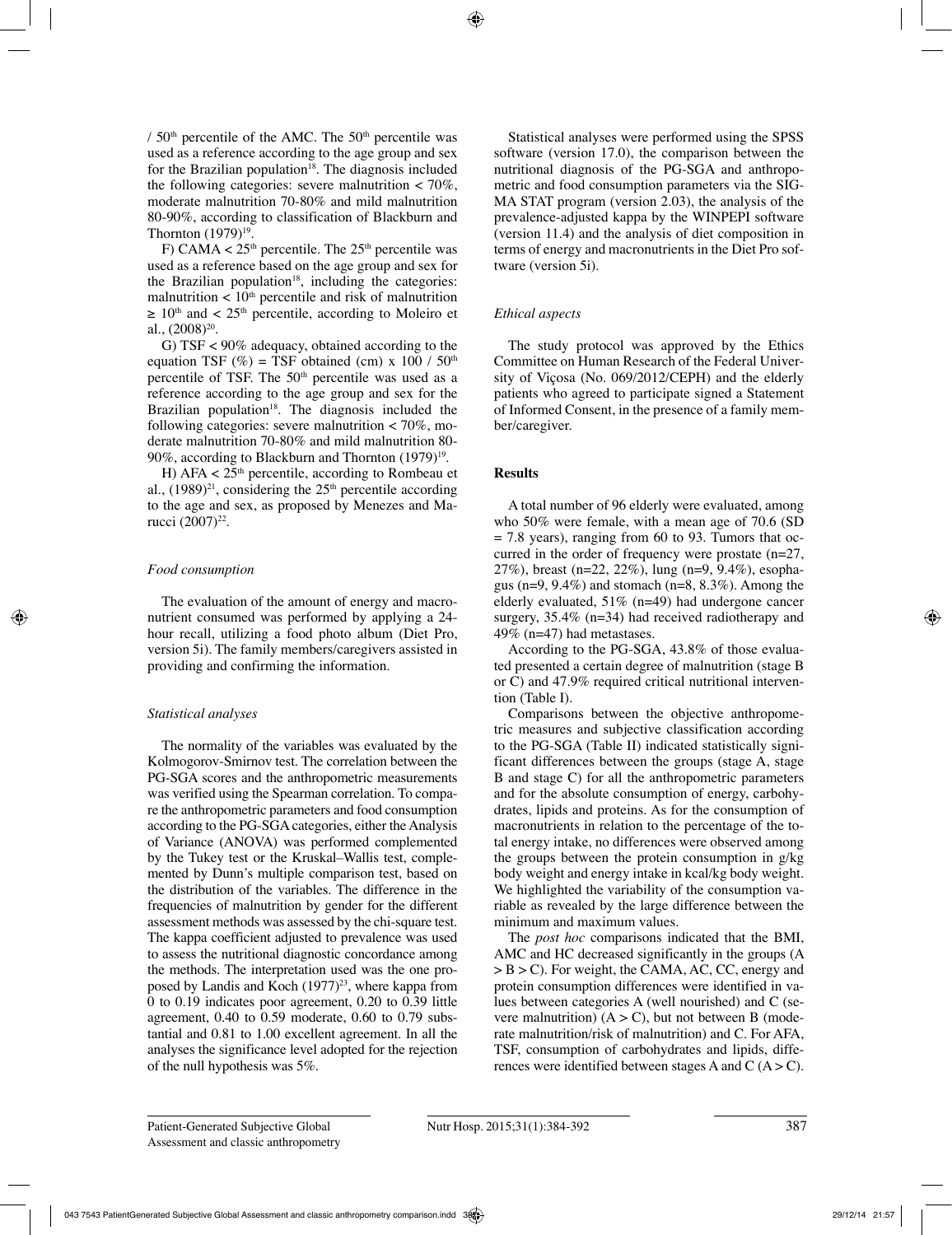/ $50^{th}$ percentile of the AMC. The $50^{th}$ percentile was used as a reference according to the age group and sex for the Brazilian population[18]. The diagnosis included the following categories: severe malnutrition < 70%, moderate malnutrition 70-80% and mild malnutrition 80-90%, according to classification of Blackburn and Thornton (1979)[19].

F) CAMA < $25^{th}$ percentile. The $25^{th}$ percentile was used as a reference based on the age group and sex for the Brazilian population[18], including the categories: malnutrition < $10^{th}$ percentile and risk of malnutrition ≥ $10^{th}$ and < $25^{th}$ percentile, according to Moleiro et al., (2008)[20].

G) TSF < 90% adequacy, obtained according to the equation TSF (%) = TSF obtained (cm) x 100 / $50^{th}$ percentile of TSF. The $50^{th}$ percentile was used as a reference according to the age group and sex for the Brazilian population[18]. The diagnosis included the following categories: severe malnutrition < 70%, moderate malnutrition 70-80% and mild malnutrition 80-90%, according to Blackburn and Thornton (1979)[19].

H) AFA < $25^{th}$ percentile, according to Rombeau et al., (1989)[21], considering the $25^{th}$ percentile according to the age and sex, as proposed by Menezes and Marucci (2007)[22].

### *Food consumption*

The evaluation of the amount of energy and macronutrient consumed was performed by applying a 24-hour recall, utilizing a food photo album (Diet Pro, version 5i). The family members/caregivers assisted in providing and confirming the information.

### *Statistical analyses*

The normality of the variables was evaluated by the Kolmogorov-Smirnov test. The correlation between the PG-SGA scores and the anthropometric measurements was verified using the Spearman correlation. To compare the anthropometric parameters and food consumption according to the PG-SGA categories, either the Analysis of Variance (ANOVA) was performed complemented by the Tukey test or the Kruskal–Wallis test, complemented by Dunn's multiple comparison test, based on the distribution of the variables. The difference in the frequencies of malnutrition by gender for the different assessment methods was assessed by the chi-square test. The kappa coefficient adjusted to prevalence was used to assess the nutritional diagnostic concordance among the methods. The interpretation used was the one proposed by Landis and Koch (1977)[23], where kappa from 0 to 0.19 indicates poor agreement, 0.20 to 0.39 little agreement, 0.40 to 0.59 moderate, 0.60 to 0.79 substantial and 0.81 to 1.00 excellent agreement. In all the analyses the significance level adopted for the rejection of the null hypothesis was 5%.

Statistical analyses were performed using the SPSS software (version 17.0), the comparison between the nutritional diagnosis of the PG-SGA and anthropometric and food consumption parameters via the SIGMA STAT program (version 2.03), the analysis of the prevalence-adjusted kappa by the WINPEPI software (version 11.4) and the analysis of diet composition in terms of energy and macronutrients in the Diet Pro software (version 5i).

### *Ethical aspects*

The study protocol was approved by the Ethics Committee on Human Research of the Federal University of Viçosa (No. 069/2012/CEPH) and the elderly patients who agreed to participate signed a Statement of Informed Consent, in the presence of a family member/caregiver.

## Results

A total number of 96 elderly were evaluated, among who 50% were female, with a mean age of 70.6 (SD = 7.8 years), ranging from 60 to 93. Tumors that occurred in the order of frequency were prostate (n=27, 27%), breast (n=22, 22%), lung (n=9, 9.4%), esophagus (n=9, 9.4%) and stomach (n=8, 8.3%). Among the elderly evaluated, 51% (n=49) had undergone cancer surgery, 35.4% (n=34) had received radiotherapy and 49% (n=47) had metastases.

According to the PG-SGA, 43.8% of those evaluated presented a certain degree of malnutrition (stage B or C) and 47.9% required critical nutritional intervention (Table I).

Comparisons between the objective anthropometric measures and subjective classification according to the PG-SGA (Table II) indicated statistically significant differences between the groups (stage A, stage B and stage C) for all the anthropometric parameters and for the absolute consumption of energy, carbohydrates, lipids and proteins. As for the consumption of macronutrients in relation to the percentage of the total energy intake, no differences were observed among the groups between the protein consumption in g/kg body weight and energy intake in kcal/kg body weight. We highlighted the variability of the consumption variable as revealed by the large difference between the minimum and maximum values.

The *post hoc* comparisons indicated that the BMI, AMC and HC decreased significantly in the groups (A > B > C). For weight, the CAMA, AC, CC, energy and protein consumption differences were identified in values between categories A (well nourished) and C (severe malnutrition) (A > C), but not between B (moderate malnutrition/risk of malnutrition) and C. For AFA, TSF, consumption of carbohydrates and lipids, differences were identified between stages A and C (A > C).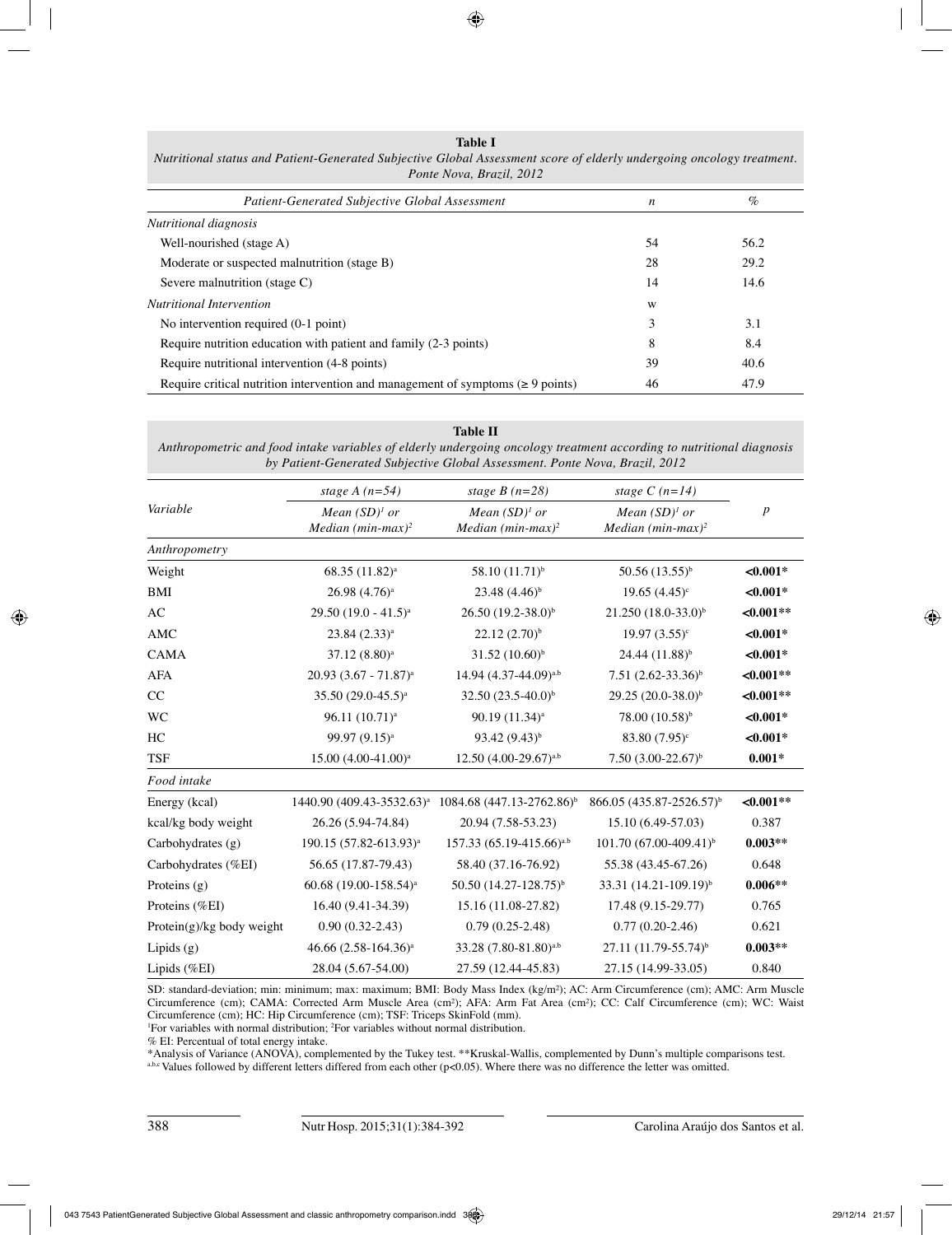**Table I**
*Nutritional status and Patient-Generated Subjective Global Assessment score of elderly undergoing oncology treatment. Ponte Nova, Brazil, 2012*

| *Patient-Generated Subjective Global Assessment* | *n* | *%* |
|---|---|---|
| *Nutritional diagnosis* | | |
| Well-nourished (stage A) | 54 | 56.2 |
| Moderate or suspected malnutrition (stage B) | 28 | 29.2 |
| Severe malnutrition (stage C) | 14 | 14.6 |
| *Nutritional Intervention* | w | |
| No intervention required (0-1 point) | 3 | 3.1 |
| Require nutrition education with patient and family (2-3 points) | 8 | 8.4 |
| Require nutritional intervention (4-8 points) | 39 | 40.6 |
| Require critical nutrition intervention and management of symptoms (≥ 9 points) | 46 | 47.9 |

**Table II**
*Anthropometric and food intake variables of elderly undergoing oncology treatment according to nutritional diagnosis by Patient-Generated Subjective Global Assessment. Ponte Nova, Brazil, 2012*

| *Variable* | *stage A (n=54)* Mean (SD)[1] or Median (min-max)[2] | *stage B (n=28)* Mean (SD)[1] or Median (min-max)[2] | *stage C (n=14)* Mean (SD)[1] or Median (min-max)[2] | *p* |
|---|---|---|---|---|
| *Anthropometry* | | | | |
| Weight | 68.35 (11.82)[a] | 58.10 (11.71)[b] | 50.56 (13.55)[b] | **<0.001*** |
| BMI | 26.98 (4.76)[a] | 23.48 (4.46)[b] | 19.65 (4.45)[c] | **<0.001*** |
| AC | 29.50 (19.0 - 41.5)[a] | 26.50 (19.2-38.0)[b] | 21.250 (18.0-33.0)[b] | **<0.001**** |
| AMC | 23.84 (2.33)[a] | 22.12 (2.70)[b] | 19.97 (3.55)[c] | **<0.001*** |
| CAMA | 37.12 (8.80)[a] | 31.52 (10.60)[b] | 24.44 (11.88)[b] | **<0.001*** |
| AFA | 20.93 (3.67 - 71.87)[a] | 14.94 (4.37-44.09)[a,b] | 7.51 (2.62-33.36)[b] | **<0.001**** |
| CC | 35.50 (29.0-45.5)[a] | 32.50 (23.5-40.0)[b] | 29.25 (20.0-38.0)[b] | **<0.001**** |
| WC | 96.11 (10.71)[a] | 90.19 (11.34)[a] | 78.00 (10.58)[b] | **<0.001*** |
| HC | 99.97 (9.15)[a] | 93.42 (9.43)[b] | 83.80 (7.95)[c] | **<0.001*** |
| TSF | 15.00 (4.00-41.00)[a] | 12.50 (4.00-29.67)[a,b] | 7.50 (3.00-22.67)[b] | **0.001*** |
| *Food intake* | | | | |
| Energy (kcal) | 1440.90 (409.43-3532.63)[a] | 1084.68 (447.13-2762.86)[b] | 866.05 (435.87-2526.57)[b] | **<0.001**** |
| kcal/kg body weight | 26.26 (5.94-74.84) | 20.94 (7.58-53.23) | 15.10 (6.49-57.03) | 0.387 |
| Carbohydrates (g) | 190.15 (57.82-613.93)[a] | 157.33 (65.19-415.66)[a,b] | 101.70 (67.00-409.41)[b] | **0.003**** |
| Carbohydrates (%EI) | 56.65 (17.87-79.43) | 58.40 (37.16-76.92) | 55.38 (43.45-67.26) | 0.648 |
| Proteins (g) | 60.68 (19.00-158.54)[a] | 50.50 (14.27-128.75)[b] | 33.31 (14.21-109.19)[b] | **0.006**** |
| Proteins (%EI) | 16.40 (9.41-34.39) | 15.16 (11.08-27.82) | 17.48 (9.15-29.77) | 0.765 |
| Protein(g)/kg body weight | 0.90 (0.32-2.43) | 0.79 (0.25-2.48) | 0.77 (0.20-2.46) | 0.621 |
| Lipids (g) | 46.66 (2.58-164.36)[a] | 33.28 (7.80-81.80)[a,b] | 27.11 (11.79-55.74)[b] | **0.003**** |
| Lipids (%EI) | 28.04 (5.67-54.00) | 27.59 (12.44-45.83) | 27.15 (14.99-33.05) | 0.840 |

SD: standard-deviation; min: minimum; max: maximum; BMI: Body Mass Index (kg/m²); AC: Arm Circumference (cm); AMC: Arm Muscle Circumference (cm); CAMA: Corrected Arm Muscle Area (cm²); AFA: Arm Fat Area (cm²); CC: Calf Circumference (cm); WC: Waist Circumference (cm); HC: Hip Circumference (cm); TSF: Triceps SkinFold (mm).
[1]For variables with normal distribution; [2]For variables without normal distribution.
% EI: Percentual of total energy intake.
*Analysis of Variance (ANOVA), complemented by the Tukey test. **Kruskal-Wallis, complemented by Dunn's multiple comparisons test.
[a,b,c] Values followed by different letters differed from each other (p<0.05). Where there was no difference the letter was omitted.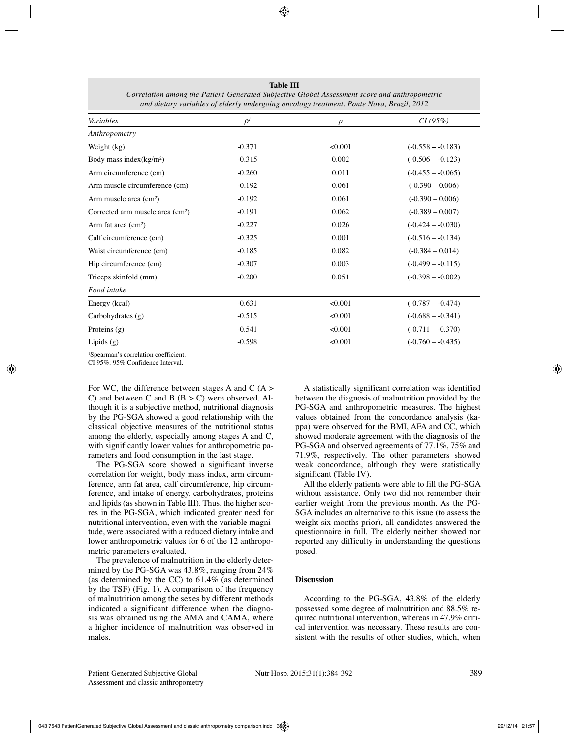**Table III**
*Correlation among the Patient-Generated Subjective Global Assessment score and anthropometric and dietary variables of elderly undergoing oncology treatment. Ponte Nova, Brazil, 2012*

| *Variables* | $\rho^1$ | *p* | *CI (95%)* |
|---|---|---|---|
| *Anthropometry* | | | |
| Weight (kg) | -0.371 | <0.001 | (-0.558 – -0.183) |
| Body mass index(kg/m²) | -0.315 | 0.002 | (-0.506 – -0.123) |
| Arm circumference (cm) | -0.260 | 0.011 | (-0.455 – -0.065) |
| Arm muscle circumference (cm) | -0.192 | 0.061 | (-0.390 – 0.006) |
| Arm muscle area (cm²) | -0.192 | 0.061 | (-0.390 – 0.006) |
| Corrected arm muscle area (cm²) | -0.191 | 0.062 | (-0.389 – 0.007) |
| Arm fat area (cm²) | -0.227 | 0.026 | (-0.424 – -0.030) |
| Calf circumference (cm) | -0.325 | 0.001 | (-0.516 – -0.134) |
| Waist circumference (cm) | -0.185 | 0.082 | (-0.384 – 0.014) |
| Hip circumference (cm) | -0.307 | 0.003 | (-0.499 – -0.115) |
| Triceps skinfold (mm) | -0.200 | 0.051 | (-0.398 – -0.002) |
| *Food intake* | | | |
| Energy (kcal) | -0.631 | <0.001 | (-0.787 – -0.474) |
| Carbohydrates (g) | -0.515 | <0.001 | (-0.688 – -0.341) |
| Proteins (g) | -0.541 | <0.001 | (-0.711 – -0.370) |
| Lipids (g) | -0.598 | <0.001 | (-0.760 – -0.435) |

[1]Spearman's correlation coefficient.
CI 95%: 95% Confidence Interval.

For WC, the difference between stages A and C (A > C) and between C and B (B > C) were observed. Although it is a subjective method, nutritional diagnosis by the PG-SGA showed a good relationship with the classical objective measures of the nutritional status among the elderly, especially among stages A and C, with significantly lower values for anthropometric parameters and food consumption in the last stage.

The PG-SGA score showed a significant inverse correlation for weight, body mass index, arm circumference, arm fat area, calf circumference, hip circumference, and intake of energy, carbohydrates, proteins and lipids (as shown in Table III). Thus, the higher scores in the PG-SGA, which indicated greater need for nutritional intervention, even with the variable magnitude, were associated with a reduced dietary intake and lower anthropometric values for 6 of the 12 anthropometric parameters evaluated.

The prevalence of malnutrition in the elderly determined by the PG-SGA was 43.8%, ranging from 24% (as determined by the CC) to 61.4% (as determined by the TSF) (Fig. 1). A comparison of the frequency of malnutrition among the sexes by different methods indicated a significant difference when the diagnosis was obtained using the AMA and CAMA, where a higher incidence of malnutrition was observed in males.

A statistically significant correlation was identified between the diagnosis of malnutrition provided by the PG-SGA and anthropometric measures. The highest values obtained from the concordance analysis (kappa) were observed for the BMI, AFA and CC, which showed moderate agreement with the diagnosis of the PG-SGA and observed agreements of 77.1%, 75% and 71.9%, respectively. The other parameters showed weak concordance, although they were statistically significant (Table IV).

All the elderly patients were able to fill the PG-SGA without assistance. Only two did not remember their earlier weight from the previous month. As the PG-SGA includes an alternative to this issue (to assess the weight six months prior), all candidates answered the questionnaire in full. The elderly neither showed nor reported any difficulty in understanding the questions posed.

## Discussion

According to the PG-SGA, 43.8% of the elderly possessed some degree of malnutrition and 88.5% required nutritional intervention, whereas in 47.9% critical intervention was necessary. These results are consistent with the results of other studies, which, when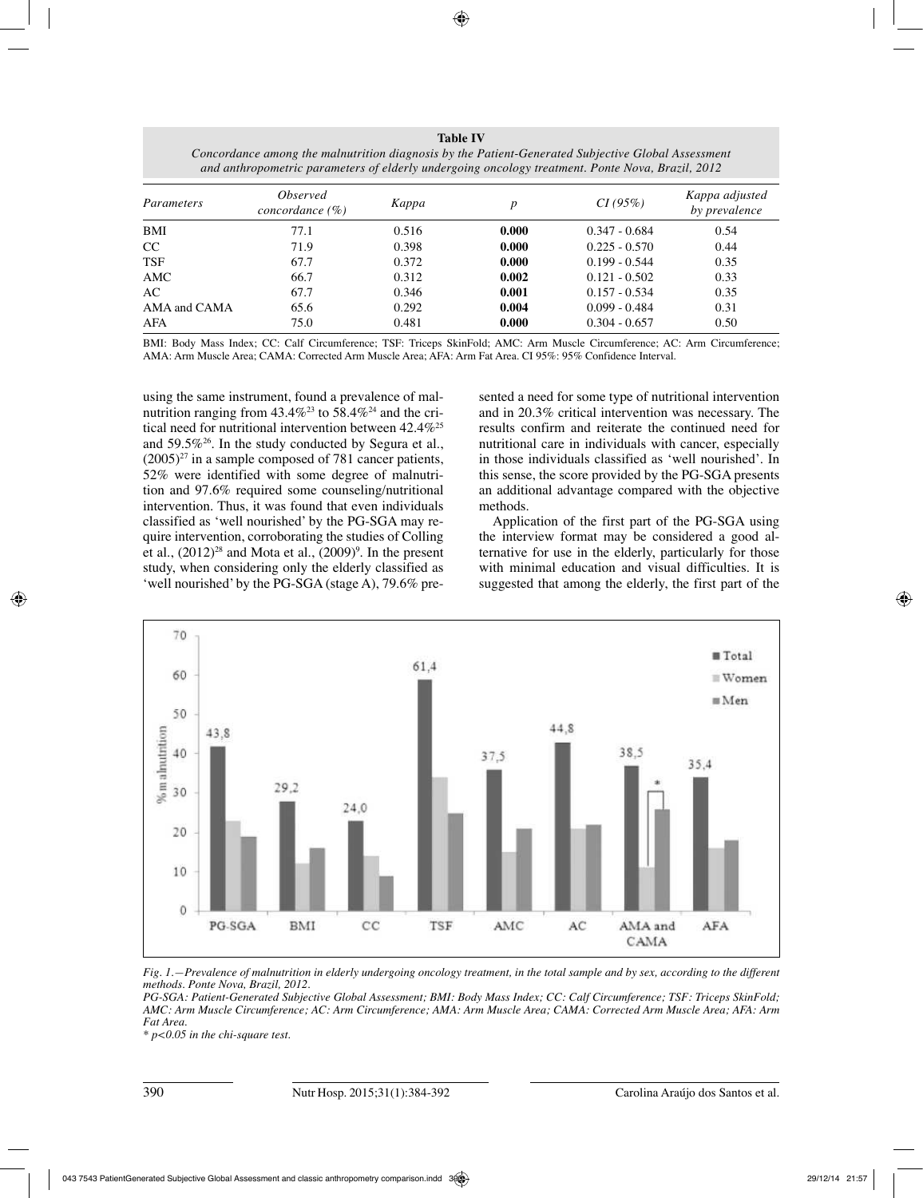**Table IV**
*Concordance among the malnutrition diagnosis by the Patient-Generated Subjective Global Assessment and anthropometric parameters of elderly undergoing oncology treatment. Ponte Nova, Brazil, 2012*

| Parameters | Observed concordance (%) | Kappa | p | CI (95%) | Kappa adjusted by prevalence |
|---|---|---|---|---|---|
| BMI | 77.1 | 0.516 | **0.000** | 0.347 - 0.684 | 0.54 |
| CC | 71.9 | 0.398 | **0.000** | 0.225 - 0.570 | 0.44 |
| TSF | 67.7 | 0.372 | **0.000** | 0.199 - 0.544 | 0.35 |
| AMC | 66.7 | 0.312 | **0.002** | 0.121 - 0.502 | 0.33 |
| AC | 67.7 | 0.346 | **0.001** | 0.157 - 0.534 | 0.35 |
| AMA and CAMA | 65.6 | 0.292 | **0.004** | 0.099 - 0.484 | 0.31 |
| AFA | 75.0 | 0.481 | **0.000** | 0.304 - 0.657 | 0.50 |

BMI: Body Mass Index; CC: Calf Circumference; TSF: Triceps SkinFold; AMC: Arm Muscle Circumference; AC: Arm Circumference; AMA: Arm Muscle Area; CAMA: Corrected Arm Muscle Area; AFA: Arm Fat Area. CI 95%: 95% Confidence Interval.

using the same instrument, found a prevalence of malnutrition ranging from 43.4%[23] to 58.4%[24] and the critical need for nutritional intervention between 42.4%[25] and 59.5%[26]. In the study conducted by Segura et al., (2005)[27] in a sample composed of 781 cancer patients, 52% were identified with some degree of malnutrition and 97.6% required some counseling/nutritional intervention. Thus, it was found that even individuals classified as 'well nourished' by the PG-SGA may require intervention, corroborating the studies of Colling et al., (2012)[28] and Mota et al., (2009)[9]. In the present study, when considering only the elderly classified as 'well nourished' by the PG-SGA (stage A), 79.6% presented a need for some type of nutritional intervention and in 20.3% critical intervention was necessary. The results confirm and reiterate the continued need for nutritional care in individuals with cancer, especially in those individuals classified as 'well nourished'. In this sense, the score provided by the PG-SGA presents an additional advantage compared with the objective methods.

Application of the first part of the PG-SGA using the interview format may be considered a good alternative for use in the elderly, particularly for those with minimal education and visual difficulties. It is suggested that among the elderly, the first part of the

*Fig. 1.—Prevalence of malnutrition in elderly undergoing oncology treatment, in the total sample and by sex, according to the different methods. Ponte Nova, Brazil, 2012.*

*PG-SGA: Patient-Generated Subjective Global Assessment; BMI: Body Mass Index; CC: Calf Circumference; TSF: Triceps SkinFold; AMC: Arm Muscle Circumference; AC: Arm Circumference; AMA: Arm Muscle Area; CAMA: Corrected Arm Muscle Area; AFA: Arm Fat Area.*

*\* p<0.05 in the chi-square test.*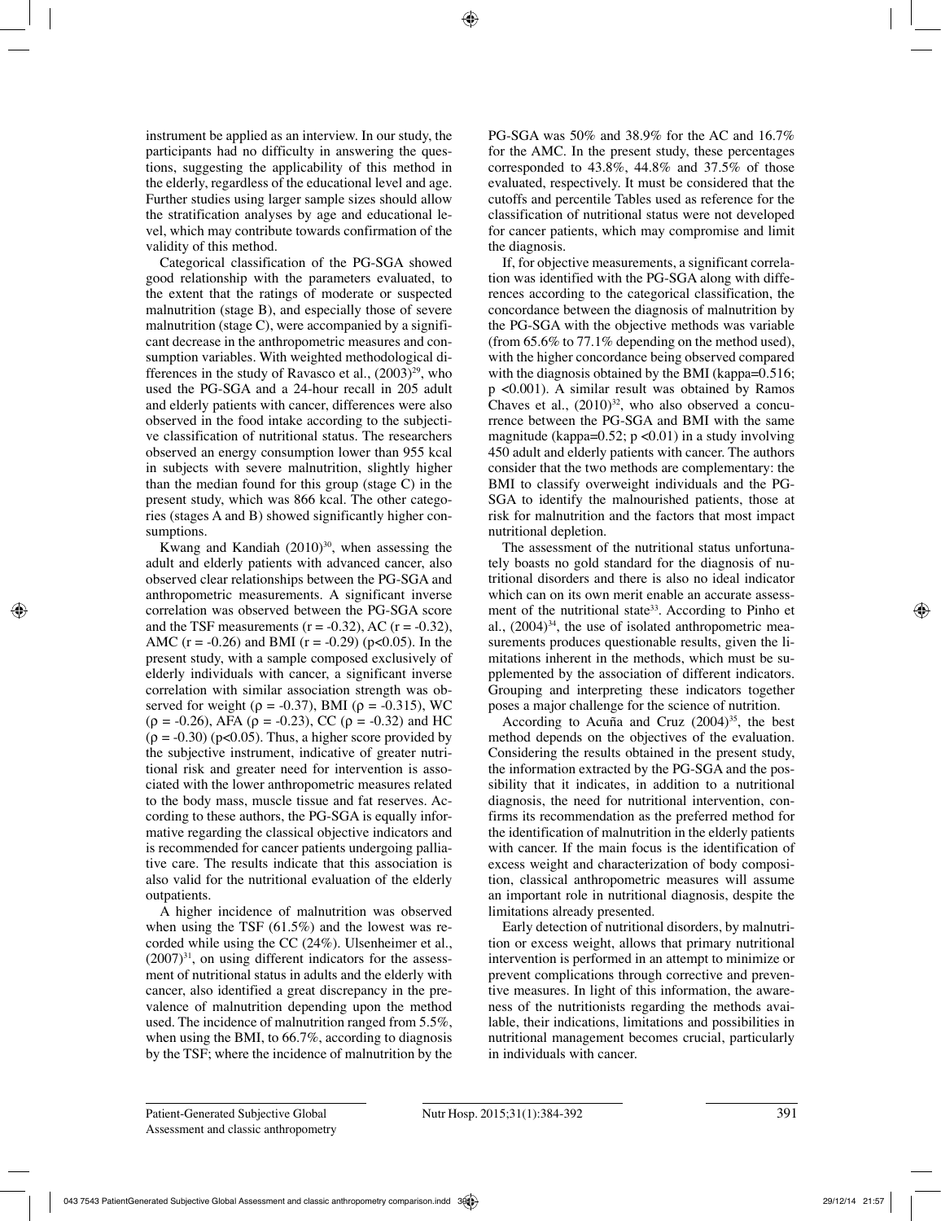instrument be applied as an interview. In our study, the participants had no difficulty in answering the questions, suggesting the applicability of this method in the elderly, regardless of the educational level and age. Further studies using larger sample sizes should allow the stratification analyses by age and educational level, which may contribute towards confirmation of the validity of this method.

Categorical classification of the PG-SGA showed good relationship with the parameters evaluated, to the extent that the ratings of moderate or suspected malnutrition (stage B), and especially those of severe malnutrition (stage C), were accompanied by a significant decrease in the anthropometric measures and consumption variables. With weighted methodological differences in the study of Ravasco et al., (2003)[29], who used the PG-SGA and a 24-hour recall in 205 adult and elderly patients with cancer, differences were also observed in the food intake according to the subjective classification of nutritional status. The researchers observed an energy consumption lower than 955 kcal in subjects with severe malnutrition, slightly higher than the median found for this group (stage C) in the present study, which was 866 kcal. The other categories (stages A and B) showed significantly higher consumptions.

Kwang and Kandiah (2010)[30], when assessing the adult and elderly patients with advanced cancer, also observed clear relationships between the PG-SGA and anthropometric measurements. A significant inverse correlation was observed between the PG-SGA score and the TSF measurements ($r = -0.32$), AC ($r = -0.32$), AMC ($r = -0.26$) and BMI ($r = -0.29$) ($p<0.05$). In the present study, with a sample composed exclusively of elderly individuals with cancer, a significant inverse correlation with similar association strength was observed for weight ($\rho = -0.37$), BMI ($\rho = -0.315$), WC ($\rho = -0.26$), AFA ($\rho = -0.23$), CC ($\rho = -0.32$) and HC ($\rho = -0.30$) ($p<0.05$). Thus, a higher score provided by the subjective instrument, indicative of greater nutritional risk and greater need for intervention is associated with the lower anthropometric measures related to the body mass, muscle tissue and fat reserves. According to these authors, the PG-SGA is equally informative regarding the classical objective indicators and is recommended for cancer patients undergoing palliative care. The results indicate that this association is also valid for the nutritional evaluation of the elderly outpatients.

A higher incidence of malnutrition was observed when using the TSF (61.5%) and the lowest was recorded while using the CC (24%). Ulsenheimer et al., (2007)[31], on using different indicators for the assessment of nutritional status in adults and the elderly with cancer, also identified a great discrepancy in the prevalence of malnutrition depending upon the method used. The incidence of malnutrition ranged from 5.5%, when using the BMI, to 66.7%, according to diagnosis by the TSF; where the incidence of malnutrition by the PG-SGA was 50% and 38.9% for the AC and 16.7% for the AMC. In the present study, these percentages corresponded to 43.8%, 44.8% and 37.5% of those evaluated, respectively. It must be considered that the cutoffs and percentile Tables used as reference for the classification of nutritional status were not developed for cancer patients, which may compromise and limit the diagnosis.

If, for objective measurements, a significant correlation was identified with the PG-SGA along with differences according to the categorical classification, the concordance between the diagnosis of malnutrition by the PG-SGA with the objective methods was variable (from 65.6% to 77.1% depending on the method used), with the higher concordance being observed compared with the diagnosis obtained by the BMI (kappa=0.516; $p<0.001$). A similar result was obtained by Ramos Chaves et al., (2010)[32], who also observed a concurrence between the PG-SGA and BMI with the same magnitude (kappa=0.52; $p<0.01$) in a study involving 450 adult and elderly patients with cancer. The authors consider that the two methods are complementary: the BMI to classify overweight individuals and the PG-SGA to identify the malnourished patients, those at risk for malnutrition and the factors that most impact nutritional depletion.

The assessment of the nutritional status unfortunately boasts no gold standard for the diagnosis of nutritional disorders and there is also no ideal indicator which can on its own merit enable an accurate assessment of the nutritional state[33]. According to Pinho et al., (2004)[34], the use of isolated anthropometric measurements produces questionable results, given the limitations inherent in the methods, which must be supplemented by the association of different indicators. Grouping and interpreting these indicators together poses a major challenge for the science of nutrition.

According to Acuña and Cruz (2004)[35], the best method depends on the objectives of the evaluation. Considering the results obtained in the present study, the information extracted by the PG-SGA and the possibility that it indicates, in addition to a nutritional diagnosis, the need for nutritional intervention, confirms its recommendation as the preferred method for the identification of malnutrition in the elderly patients with cancer. If the main focus is the identification of excess weight and characterization of body composition, classical anthropometric measures will assume an important role in nutritional diagnosis, despite the limitations already presented.

Early detection of nutritional disorders, by malnutrition or excess weight, allows that primary nutritional intervention is performed in an attempt to minimize or prevent complications through corrective and preventive measures. In light of this information, the awareness of the nutritionists regarding the methods available, their indications, limitations and possibilities in nutritional management becomes crucial, particularly in individuals with cancer.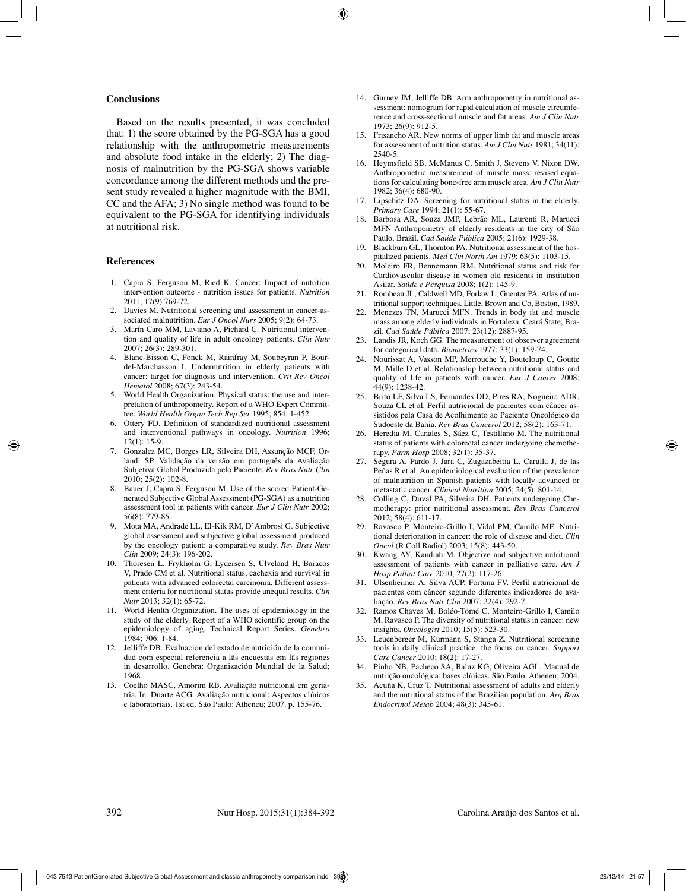## Conclusions

Based on the results presented, it was concluded that: 1) the score obtained by the PG-SGA has a good relationship with the anthropometric measurements and absolute food intake in the elderly; 2) The diagnosis of malnutrition by the PG-SGA shows variable concordance among the different methods and the present study revealed a higher magnitude with the BMI, CC and the AFA; 3) No single method was found to be equivalent to the PG-SGA for identifying individuals at nutritional risk.

## References

1. Capra S, Ferguson M, Ried K. Cancer: Impact of nutrition intervention outcome - nutrition issues for patients. *Nutrition* 2011; 17(9) 769-72.
2. Davies M. Nutritional screening and assessment in cancer-associated malnutrition. *Eur J Oncol Nurs* 2005; 9(2): 64-73.
3. Marín Caro MM, Laviano A, Pichard C. Nutritional intervention and quality of life in adult oncology patients. *Clin Nutr* 2007; 26(3): 289-301.
4. Blanc-Bisson C, Fonck M, Rainfray M, Soubeyran P, Bourdel-Marchasson I. Undernutrition in elderly patients with cancer: target for diagnosis and intervention. *Crit Rev Oncol Hematol* 2008; 67(3): 243-54.
5. World Health Organization. Physical status: the use and interpretation of anthropometry. Report of a WHO Expert Committee. *World Health Organ Tech Rep Ser* 1995; 854: 1-452.
6. Ottery FD. Definition of standardized nutritional assessment and interventional pathways in oncology. *Nutrition* 1996; 12(1): 15-9.
7. Gonzalez MC, Borges LR, Silveira DH, Assunção MCF, Orlandi SP. Validação da versão em português da Avaliação Subjetiva Global Produzida pelo Paciente. *Rev Bras Nutr Clin* 2010; 25(2): 102-8.
8. Bauer J, Capra S, Ferguson M. Use of the scored Patient-Generated Subjective Global Assessment (PG-SGA) as a nutrition assessment tool in patients with cancer. *Eur J Clin Nutr* 2002; 56(8): 779-85.
9. Mota MA, Andrade LL, El-Kik RM, D'Ambrosi G. Subjective global assessment and subjective global assessment produced by the oncology patient: a comparative study. *Rev Bras Nutr Clin* 2009; 24(3): 196-202.
10. Thoresen L, Frykholm G, Lydersen S, Ulveland H, Baracos V, Prado CM et al. Nutritional status, cachexia and survival in patients with advanced colorectal carcinoma. Different assessment criteria for nutritional status provide unequal results. *Clin Nutr* 2013; 32(1): 65-72.
11. World Health Organization. The uses of epidemiology in the study of the elderly. Report of a WHO scientific group on the epidemiology of aging. Technical Report Series. *Genebra* 1984; 706: 1-84.
12. Jelliffe DB. Evaluacion del estado de nutrición de la comunidad com especial referencia a lãs encuestas em lãs regiones in desarrollo. Genebra: Organización Mundial de la Salud; 1968.
13. Coelho MASC, Amorim RB. Avaliação nutricional em geriatria. In: Duarte ACG. Avaliação nutricional: Aspectos clínicos e laboratoriais. 1st ed. São Paulo: Atheneu; 2007. p. 155-76.
14. Gurney JM, Jelliffe DB. Arm anthropometry in nutritional assessment: nomogram for rapid calculation of muscle circumference and cross-sectional muscle and fat areas. *Am J Clin Nutr* 1973; 26(9): 912-5.
15. Frisancho AR. New norms of upper limb fat and muscle areas for assessment of nutrition status. *Am J Clin Nutr* 1981; 34(11): 2540-5.
16. Heymsfield SB, McManus C, Smith J, Stevens V, Nixon DW. Anthropometric measurement of muscle mass: revised equations for calculating bone-free arm muscle area. *Am J Clin Nutr* 1982; 36(4): 680-90.
17. Lipschitz DA. Screening for nutritional status in the elderly. *Primary Care* 1994; 21(1): 55-67.
18. Barbosa AR, Souza JMP, Lebrão ML, Laurenti R, Marucci MFN Anthropometry of elderly residents in the city of São Paulo, Brazil. *Cad Saúde Pública* 2005; 21(6): 1929-38.
19. Blackburn GL, Thornton PA. Nutritional assessment of the hospitalized patients. *Med Clin North Am* 1979; 63(5): 1103-15.
20. Moleiro FR, Bennemann RM. Nutritional status and risk for Cardiovascular disease in women old residents in institution Asilar. *Saúde e Pesquisa* 2008; 1(2): 145-9.
21. Rombeau JL, Caldwell MD, Forlaw L, Guenter PA. Atlas of nutritional support techniques. Little, Brown and Co, Boston, 1989.
22. Menezes TN, Marucci MFN. Trends in body fat and muscle mass among elderly individuals in Fortaleza, Ceará State, Brazil. *Cad Saúde Pública* 2007; 23(12): 2887-95.
23. Landis JR, Koch GG. The measurement of observer agreement for categorical data. *Biometrics* 1977; 33(1): 159-74.
24. Nourissat A, Vasson MP, Merrouche Y, Bouteloup C, Goutte M, Mille D et al. Relationship between nutritional status and quality of life in patients with cancer. *Eur J Cancer* 2008; 44(9): 1238-42.
25. Brito LF, Silva LS, Fernandes DD, Pires RA, Nogueira ADR, Souza CL et al. Perfil nutricional de pacientes com câncer assistidos pela Casa de Acolhimento ao Paciente Oncológico do Sudoeste da Bahia. *Rev Bras Cancerol* 2012; 58(2): 163-71.
26. Heredia M, Canales S, Sáez C, Testillano M. The nutritional status of patients with colorectal cancer undergoing chemotherapy. *Farm Hosp* 2008; 32(1): 35-37.
27. Segura A, Pardo J, Jara C, Zugazabeitia L, Carulla J, de las Peñas R et al. An epidemiological evaluation of the prevalence of malnutrition in Spanish patients with locally advanced or metastatic cancer. *Clinical Nutrition* 2005; 24(5): 801-14.
28. Colling C, Duval PA, Silveira DH. Patients undergoing Chemotherapy: prior nutritional assessment. *Rev Bras Cancerol* 2012; 58(4): 611-17.
29. Ravasco P, Monteiro-Grillo I, Vidal PM, Camilo ME. Nutritional deterioration in cancer: the role of disease and diet. *Clin Oncol* (R Coll Radiol) 2003; 15(8): 443-50.
30. Kwang AY, Kandiah M. Objective and subjective nutritional assessment of patients with cancer in palliative care. *Am J Hosp Palliat Care* 2010; 27(2): 117-26.
31. Ulsenheimer A, Silva ACP, Fortuna FV. Perfil nutricional de pacientes com câncer segundo diferentes indicadores de avaliação. *Rev Bras Nutr Clin* 2007; 22(4): 292-7.
32. Ramos Chaves M, Boléo-Tomé C, Monteiro-Grillo I, Camilo M, Ravasco P. The diversity of nutritional status in cancer: new insights. *Oncologist* 2010; 15(5): 523-30.
33. Leuenberger M, Kurmann S, Stanga Z. Nutritional screening tools in daily clinical practice: the focus on cancer. *Support Care Cancer* 2010; 18(2): 17-27.
34. Pinho NB, Pacheco SA, Baluz KG, Oliveira AGL. Manual de nutrição oncológica: bases clínicas. São Paulo: Atheneu; 2004.
35. Acuña K, Cruz T. Nutritional assessment of adults and elderly and the nutritional status of the Brazilian population. *Arq Bras Endocrinol Metab* 2004; 48(3): 345-61.